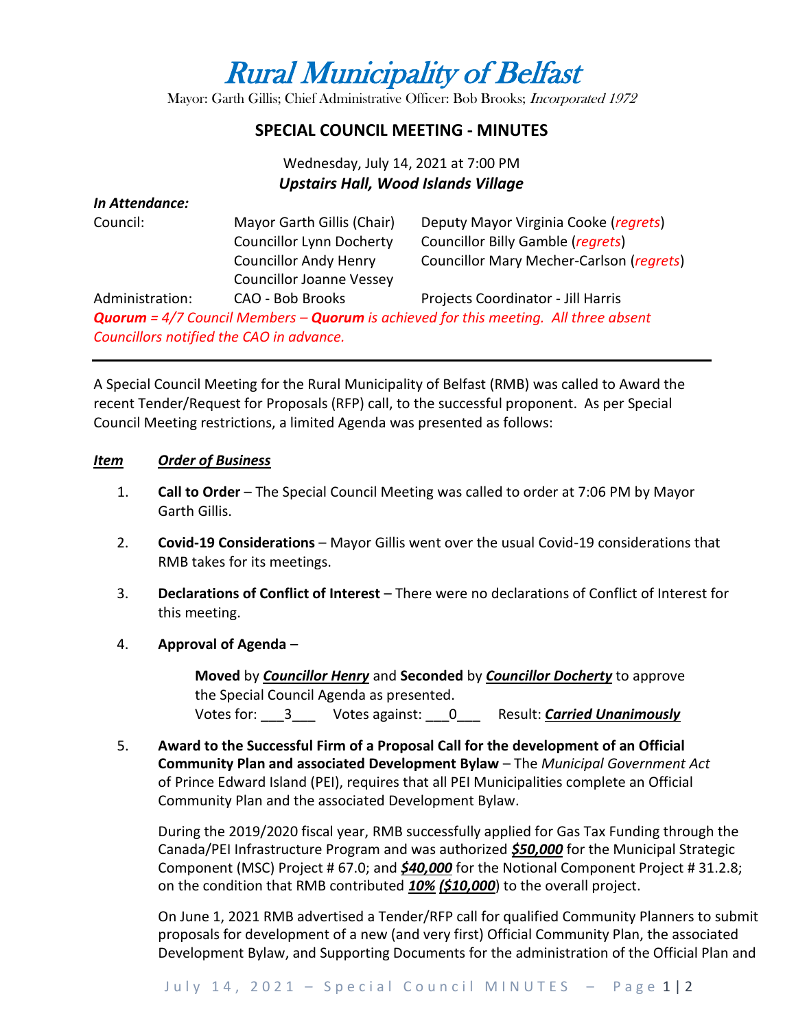# Rural Municipality of Belfast

Mayor: Garth Gillis; Chief Administrative Officer: Bob Brooks; *Incorporated 1972*

## SPECIAL COUNCIL MEETING - MINUTES

Wednesday, July 14, 2021 at 7:00 PM
***Upstairs Hall, Wood Islands Village***

***In Attendance:***

| | | |
|---|---|---|
| Council: | Mayor Garth Gillis (Chair) | Deputy Mayor Virginia Cooke (*regrets*) |
| | Councillor Lynn Docherty | Councillor Billy Gamble (*regrets*) |
| | Councillor Andy Henry | Councillor Mary Mecher-Carlson (*regrets*) |
| | Councillor Joanne Vessey | |
| Administration: | CAO - Bob Brooks | Projects Coordinator - Jill Harris |

***Quorum** = 4/7 Council Members – **Quorum** is achieved for this meeting. All three absent Councillors notified the CAO in advance.*

---

A Special Council Meeting for the Rural Municipality of Belfast (RMB) was called to Award the recent Tender/Request for Proposals (RFP) call, to the successful proponent. As per Special Council Meeting restrictions, a limited Agenda was presented as follows:

***Item*** ***Order of Business***

1. **Call to Order** – The Special Council Meeting was called to order at 7:06 PM by Mayor Garth Gillis.

2. **Covid-19 Considerations** – Mayor Gillis went over the usual Covid-19 considerations that RMB takes for its meetings.

3. **Declarations of Conflict of Interest** – There were no declarations of Conflict of Interest for this meeting.

4. **Approval of Agenda** –

   **Moved** by ***Councillor Henry*** and **Seconded** by ***Councillor Docherty*** to approve the Special Council Agenda as presented.
   Votes for: \_\_\_3\_\_\_ Votes against: \_\_\_0\_\_\_ Result: ***Carried Unanimously***

5. **Award to the Successful Firm of a Proposal Call for the development of an Official Community Plan and associated Development Bylaw** – The *Municipal Government Act* of Prince Edward Island (PEI), requires that all PEI Municipalities complete an Official Community Plan and the associated Development Bylaw.

   During the 2019/2020 fiscal year, RMB successfully applied for Gas Tax Funding through the Canada/PEI Infrastructure Program and was authorized ***$50,000*** for the Municipal Strategic Component (MSC) Project # 67.0; and ***$40,000*** for the Notional Component Project # 31.2.8; on the condition that RMB contributed ***10%*** (***$10,000***) to the overall project.

   On June 1, 2021 RMB advertised a Tender/RFP call for qualified Community Planners to submit proposals for development of a new (and very first) Official Community Plan, the associated Development Bylaw, and Supporting Documents for the administration of the Official Plan and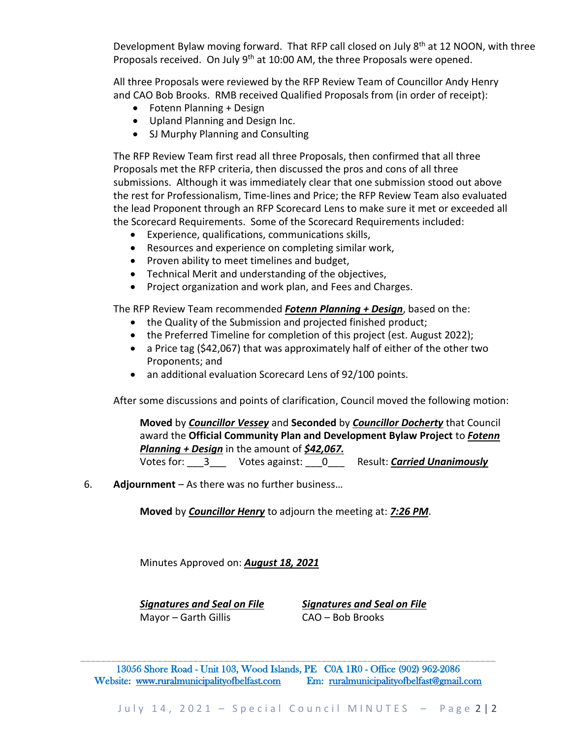Development Bylaw moving forward. That RFP call closed on July 8th at 12 NOON, with three Proposals received. On July 9th at 10:00 AM, the three Proposals were opened.

All three Proposals were reviewed by the RFP Review Team of Councillor Andy Henry and CAO Bob Brooks. RMB received Qualified Proposals from (in order of receipt):

- Fotenn Planning + Design
- Upland Planning and Design Inc.
- SJ Murphy Planning and Consulting

The RFP Review Team first read all three Proposals, then confirmed that all three Proposals met the RFP criteria, then discussed the pros and cons of all three submissions. Although it was immediately clear that one submission stood out above the rest for Professionalism, Time-lines and Price; the RFP Review Team also evaluated the lead Proponent through an RFP Scorecard Lens to make sure it met or exceeded all the Scorecard Requirements. Some of the Scorecard Requirements included:

- Experience, qualifications, communications skills,
- Resources and experience on completing similar work,
- Proven ability to meet timelines and budget,
- Technical Merit and understanding of the objectives,
- Project organization and work plan, and Fees and Charges.

The RFP Review Team recommended ***Fotenn Planning + Design***, based on the:

- the Quality of the Submission and projected finished product;
- the Preferred Timeline for completion of this project (est. August 2022);
- a Price tag ($42,067) that was approximately half of either of the other two Proponents; and
- an additional evaluation Scorecard Lens of 92/100 points.

After some discussions and points of clarification, Council moved the following motion:

> **Moved** by ***Councillor Vessey*** and **Seconded** by ***Councillor Docherty*** that Council award the **Official Community Plan and Development Bylaw Project** to ***Fotenn Planning + Design*** in the amount of ***$42,067.***
> Votes for: ___3___ Votes against: ___0___ Result: ***Carried Unanimously***

6. **Adjournment** – As there was no further business…

> **Moved** by ***Councillor Henry*** to adjourn the meeting at: ***7:26 PM***.

Minutes Approved on: ***August 18, 2021***

| | |
|---|---|
| ***Signatures and Seal on File*** | ***Signatures and Seal on File*** |
| Mayor – Garth Gillis | CAO – Bob Brooks |

13056 Shore Road - Unit 103, Wood Islands, PE C0A 1R0 - Office (902) 962-2086
Website: www.ruralmunicipalityofbelfast.com Em: ruralmunicipalityofbelfast@gmail.com